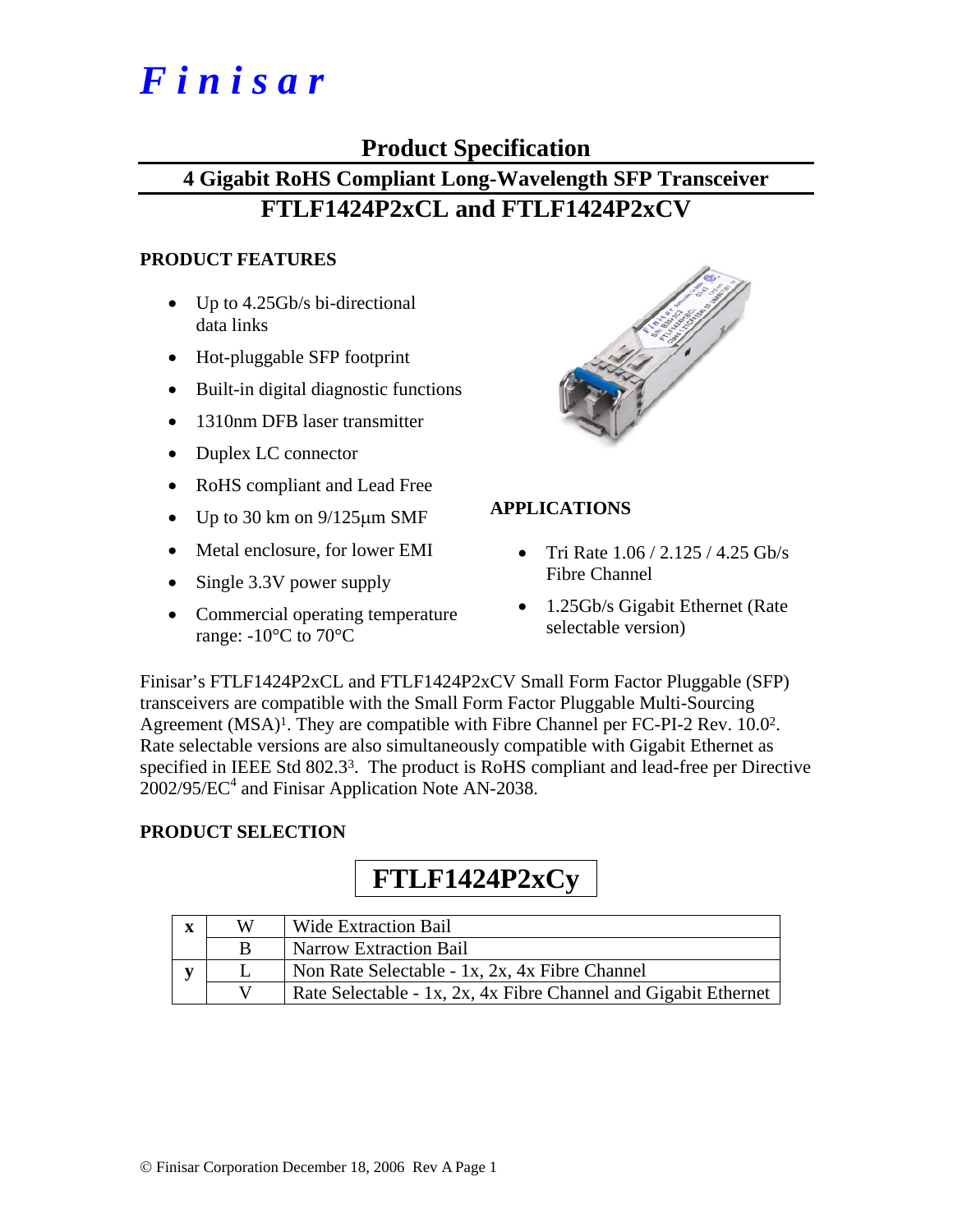# Finisar

## Product Specification

## 4 Gigabit RoHS Compliant Long-Wavelength SFP Transceiver

## FTLF1424P2xCL and FTLF1424P2xCV

### PRODUCT FEATURES

- Up to 4.25Gb/s bi-directional data links
- Hot-pluggable SFP footprint
- Built-in digital diagnostic functions
- 1310nm DFB laser transmitter
- Duplex LC connector
- RoHS compliant and Lead Free
- Up to 30 km on 9/125μm SMF
- Metal enclosure, for lower EMI
- Single 3.3V power supply
- Commercial operating temperature range: -10°C to 70°C

### APPLICATIONS

- Tri Rate 1.06 / 2.125 / 4.25 Gb/s Fibre Channel
- 1.25Gb/s Gigabit Ethernet (Rate selectable version)

Finisar's FTLF1424P2xCL and FTLF1424P2xCV Small Form Factor Pluggable (SFP) transceivers are compatible with the Small Form Factor Pluggable Multi-Sourcing Agreement (MSA)[1]. They are compatible with Fibre Channel per FC-PI-2 Rev. 10.0[2]. Rate selectable versions are also simultaneously compatible with Gigabit Ethernet as specified in IEEE Std 802.3[3]. The product is RoHS compliant and lead-free per Directive 2002/95/EC[4] and Finisar Application Note AN-2038.

### PRODUCT SELECTION

**FTLF1424P2xCy**

| | | |
|---|---|---|
| **x** | W | Wide Extraction Bail |
| | B | Narrow Extraction Bail |
| **y** | L | Non Rate Selectable - 1x, 2x, 4x Fibre Channel |
| | V | Rate Selectable - 1x, 2x, 4x Fibre Channel and Gigabit Ethernet |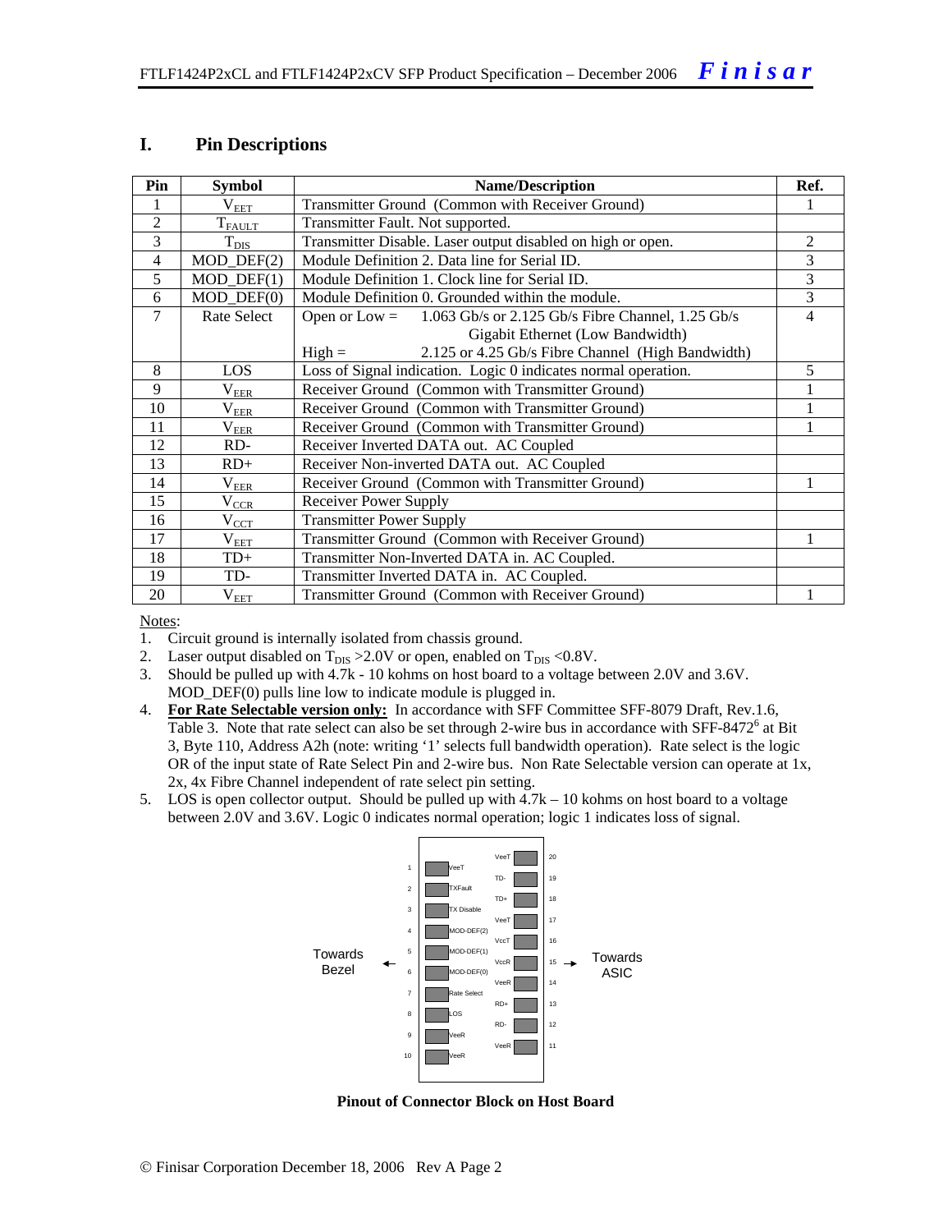## I. Pin Descriptions

| Pin | Symbol | Name/Description | Ref. |
|---|---|---|---|
| 1 | $V_{EET}$ | Transmitter Ground (Common with Receiver Ground) | 1 |
| 2 | $T_{FAULT}$ | Transmitter Fault. Not supported. | |
| 3 | $T_{DIS}$ | Transmitter Disable. Laser output disabled on high or open. | 2 |
| 4 | MOD_DEF(2) | Module Definition 2. Data line for Serial ID. | 3 |
| 5 | MOD_DEF(1) | Module Definition 1. Clock line for Serial ID. | 3 |
| 6 | MOD_DEF(0) | Module Definition 0. Grounded within the module. | 3 |
| 7 | Rate Select | Open or Low = 1.063 Gb/s or 2.125 Gb/s Fibre Channel, 1.25 Gb/s Gigabit Ethernet (Low Bandwidth)<br>High = 2.125 or 4.25 Gb/s Fibre Channel (High Bandwidth) | 4 |
| 8 | LOS | Loss of Signal indication. Logic 0 indicates normal operation. | 5 |
| 9 | $V_{EER}$ | Receiver Ground (Common with Transmitter Ground) | 1 |
| 10 | $V_{EER}$ | Receiver Ground (Common with Transmitter Ground) | 1 |
| 11 | $V_{EER}$ | Receiver Ground (Common with Transmitter Ground) | 1 |
| 12 | RD- | Receiver Inverted DATA out. AC Coupled | |
| 13 | RD+ | Receiver Non-inverted DATA out. AC Coupled | |
| 14 | $V_{EER}$ | Receiver Ground (Common with Transmitter Ground) | 1 |
| 15 | $V_{CCR}$ | Receiver Power Supply | |
| 16 | $V_{CCT}$ | Transmitter Power Supply | |
| 17 | $V_{EET}$ | Transmitter Ground (Common with Receiver Ground) | 1 |
| 18 | TD+ | Transmitter Non-Inverted DATA in. AC Coupled. | |
| 19 | TD- | Transmitter Inverted DATA in. AC Coupled. | |
| 20 | $V_{EET}$ | Transmitter Ground (Common with Receiver Ground) | 1 |

Notes:

1. Circuit ground is internally isolated from chassis ground.
2. Laser output disabled on $T_{DIS}$ >2.0V or open, enabled on $T_{DIS}$ <0.8V.
3. Should be pulled up with 4.7k - 10 kohms on host board to a voltage between 2.0V and 3.6V. MOD_DEF(0) pulls line low to indicate module is plugged in.
4. **For Rate Selectable version only:** In accordance with SFF Committee SFF-8079 Draft, Rev.1.6, Table 3. Note that rate select can also be set through 2-wire bus in accordance with SFF-8472[6] at Bit 3, Byte 110, Address A2h (note: writing '1' selects full bandwidth operation). Rate select is the logic OR of the input state of Rate Select Pin and 2-wire bus. Non Rate Selectable version can operate at 1x, 2x, 4x Fibre Channel independent of rate select pin setting.
5. LOS is open collector output. Should be pulled up with 4.7k – 10 kohms on host board to a voltage between 2.0V and 3.6V. Logic 0 indicates normal operation; logic 1 indicates loss of signal.

| Towards Bezel ← | Pin | Signal | Signal | Pin | → Towards ASIC |
|---|---|---|---|---|---|
| | 1 | VeeT | VeeT | 20 | |
| | 2 | TXFault | TD- | 19 | |
| | 3 | TX Disable | TD+ | 18 | |
| | 4 | MOD-DEF(2) | VeeT | 17 | |
| | 5 | MOD-DEF(1) | VccT | 16 | |
| | 6 | MOD-DEF(0) | VccR | 15 | |
| | 7 | Rate Select | VeeR | 14 | |
| | 8 | LOS | RD+ | 13 | |
| | 9 | VeeR | RD- | 12 | |
| | 10 | VeeR | VeeR | 11 | |

**Pinout of Connector Block on Host Board**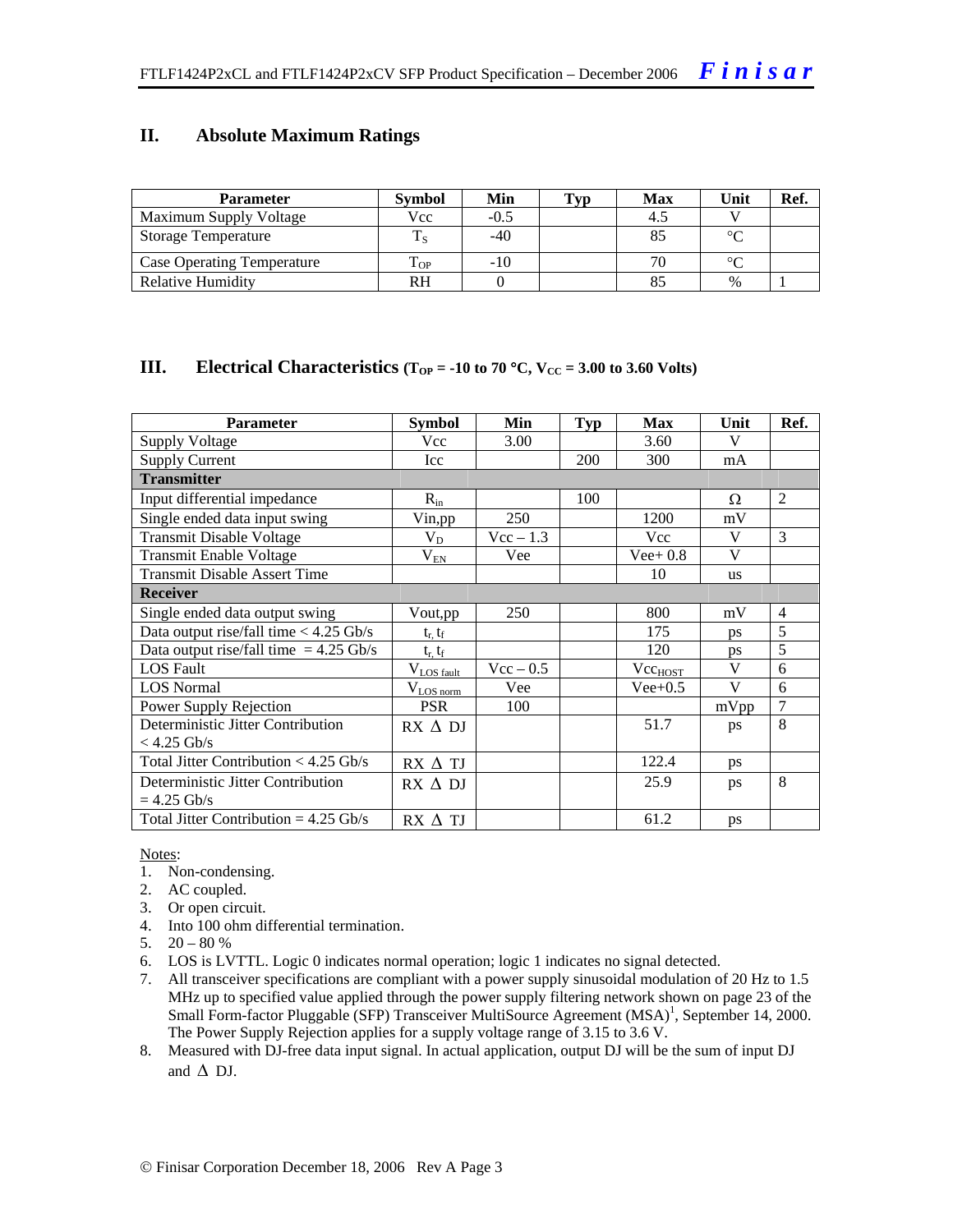## II. Absolute Maximum Ratings

| Parameter | Symbol | Min | Typ | Max | Unit | Ref. |
|---|---|---|---|---|---|---|
| Maximum Supply Voltage | Vcc | -0.5 | | 4.5 | V | |
| Storage Temperature | $T_S$ | -40 | | 85 | °C | |
| Case Operating Temperature | $T_{OP}$ | -10 | | 70 | °C | |
| Relative Humidity | RH | 0 | | 85 | % | 1 |

## III. Electrical Characteristics ($T_{OP}$ = -10 to 70 °C, $V_{CC}$ = 3.00 to 3.60 Volts)

| Parameter | Symbol | Min | Typ | Max | Unit | Ref. |
|---|---|---|---|---|---|---|
| Supply Voltage | Vcc | 3.00 | | 3.60 | V | |
| Supply Current | Icc | | 200 | 300 | mA | |
| **Transmitter** | | | | | | |
| Input differential impedance | $R_{in}$ | | 100 | | Ω | 2 |
| Single ended data input swing | Vin,pp | 250 | | 1200 | mV | |
| Transmit Disable Voltage | $V_D$ | Vcc – 1.3 | | Vcc | V | 3 |
| Transmit Enable Voltage | $V_{EN}$ | Vee | | Vee+ 0.8 | V | |
| Transmit Disable Assert Time | | | | 10 | us | |
| **Receiver** | | | | | | |
| Single ended data output swing | Vout,pp | 250 | | 800 | mV | 4 |
| Data output rise/fall time < 4.25 Gb/s | $t_r, t_f$ | | | 175 | ps | 5 |
| Data output rise/fall time = 4.25 Gb/s | $t_r, t_f$ | | | 120 | ps | 5 |
| LOS Fault | $V_{LOS\ fault}$ | Vcc – 0.5 | | $Vcc_{HOST}$ | V | 6 |
| LOS Normal | $V_{LOS\ norm}$ | Vee | | Vee+0.5 | V | 6 |
| Power Supply Rejection | PSR | 100 | | | mVpp | 7 |
| Deterministic Jitter Contribution < 4.25 Gb/s | RX Δ DJ | | | 51.7 | ps | 8 |
| Total Jitter Contribution < 4.25 Gb/s | RX Δ TJ | | | 122.4 | ps | |
| Deterministic Jitter Contribution = 4.25 Gb/s | RX Δ DJ | | | 25.9 | ps | 8 |
| Total Jitter Contribution = 4.25 Gb/s | RX Δ TJ | | | 61.2 | ps | |

Notes:
1. Non-condensing.
2. AC coupled.
3. Or open circuit.
4. Into 100 ohm differential termination.
5. 20 – 80 %
6. LOS is LVTTL. Logic 0 indicates normal operation; logic 1 indicates no signal detected.
7. All transceiver specifications are compliant with a power supply sinusoidal modulation of 20 Hz to 1.5 MHz up to specified value applied through the power supply filtering network shown on page 23 of the Small Form-factor Pluggable (SFP) Transceiver MultiSource Agreement (MSA)[1], September 14, 2000. The Power Supply Rejection applies for a supply voltage range of 3.15 to 3.6 V.
8. Measured with DJ-free data input signal. In actual application, output DJ will be the sum of input DJ and Δ DJ.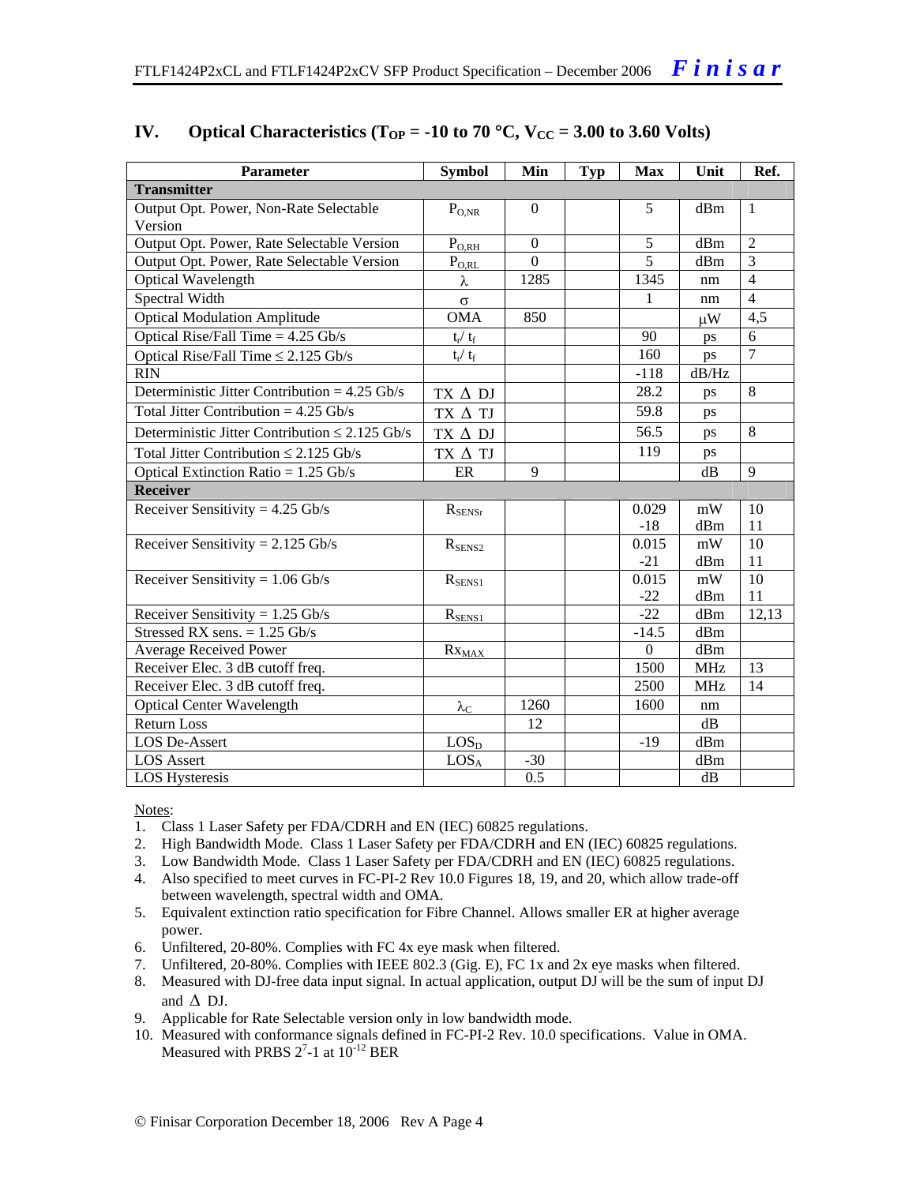## IV. Optical Characteristics ($T_{OP}$ = -10 to 70 °C, $V_{CC}$ = 3.00 to 3.60 Volts)

| Parameter | Symbol | Min | Typ | Max | Unit | Ref. |
|---|---|---|---|---|---|---|
| **Transmitter** | | | | | | |
| Output Opt. Power, Non-Rate Selectable Version | $P_{O,NR}$ | 0 | | 5 | dBm | 1 |
| Output Opt. Power, Rate Selectable Version | $P_{O,RH}$ | 0 | | 5 | dBm | 2 |
| Output Opt. Power, Rate Selectable Version | $P_{O,RL}$ | 0 | | 5 | dBm | 3 |
| Optical Wavelength | $\lambda$ | 1285 | | 1345 | nm | 4 |
| Spectral Width | $\sigma$ | | | 1 | nm | 4 |
| Optical Modulation Amplitude | OMA | 850 | | | μW | 4,5 |
| Optical Rise/Fall Time = 4.25 Gb/s | $t_r/\ t_f$ | | | 90 | ps | 6 |
| Optical Rise/Fall Time ≤ 2.125 Gb/s | $t_r/\ t_f$ | | | 160 | ps | 7 |
| RIN | | | | -118 | dB/Hz | |
| Deterministic Jitter Contribution = 4.25 Gb/s | TX Δ DJ | | | 28.2 | ps | 8 |
| Total Jitter Contribution = 4.25 Gb/s | TX Δ TJ | | | 59.8 | ps | |
| Deterministic Jitter Contribution ≤ 2.125 Gb/s | TX Δ DJ | | | 56.5 | ps | 8 |
| Total Jitter Contribution ≤ 2.125 Gb/s | TX Δ TJ | | | 119 | ps | |
| Optical Extinction Ratio = 1.25 Gb/s | ER | 9 | | | dB | 9 |
| **Receiver** | | | | | | |
| Receiver Sensitivity = 4.25 Gb/s | $R_{SENSr}$ | | | 0.029<br>-18 | mW<br>dBm | 10<br>11 |
| Receiver Sensitivity = 2.125 Gb/s | $R_{SENS2}$ | | | 0.015<br>-21 | mW<br>dBm | 10<br>11 |
| Receiver Sensitivity = 1.06 Gb/s | $R_{SENS1}$ | | | 0.015<br>-22 | mW<br>dBm | 10<br>11 |
| Receiver Sensitivity = 1.25 Gb/s | $R_{SENS1}$ | | | -22 | dBm | 12,13 |
| Stressed RX sens. = 1.25 Gb/s | | | | -14.5 | dBm | |
| Average Received Power | $Rx_{MAX}$ | | | 0 | dBm | |
| Receiver Elec. 3 dB cutoff freq. | | | | 1500 | MHz | 13 |
| Receiver Elec. 3 dB cutoff freq. | | | | 2500 | MHz | 14 |
| Optical Center Wavelength | $\lambda_C$ | 1260 | | 1600 | nm | |
| Return Loss | | 12 | | | dB | |
| LOS De-Assert | $LOS_D$ | | | -19 | dBm | |
| LOS Assert | $LOS_A$ | -30 | | | dBm | |
| LOS Hysteresis | | 0.5 | | | dB | |

Notes:

1. Class 1 Laser Safety per FDA/CDRH and EN (IEC) 60825 regulations.
2. High Bandwidth Mode. Class 1 Laser Safety per FDA/CDRH and EN (IEC) 60825 regulations.
3. Low Bandwidth Mode. Class 1 Laser Safety per FDA/CDRH and EN (IEC) 60825 regulations.
4. Also specified to meet curves in FC-PI-2 Rev 10.0 Figures 18, 19, and 20, which allow trade-off between wavelength, spectral width and OMA.
5. Equivalent extinction ratio specification for Fibre Channel. Allows smaller ER at higher average power.
6. Unfiltered, 20-80%. Complies with FC 4x eye mask when filtered.
7. Unfiltered, 20-80%. Complies with IEEE 802.3 (Gig. E), FC 1x and 2x eye masks when filtered.
8. Measured with DJ-free data input signal. In actual application, output DJ will be the sum of input DJ and Δ DJ.
9. Applicable for Rate Selectable version only in low bandwidth mode.
10. Measured with conformance signals defined in FC-PI-2 Rev. 10.0 specifications. Value in OMA. Measured with PRBS $2^7$-1 at $10^{-12}$ BER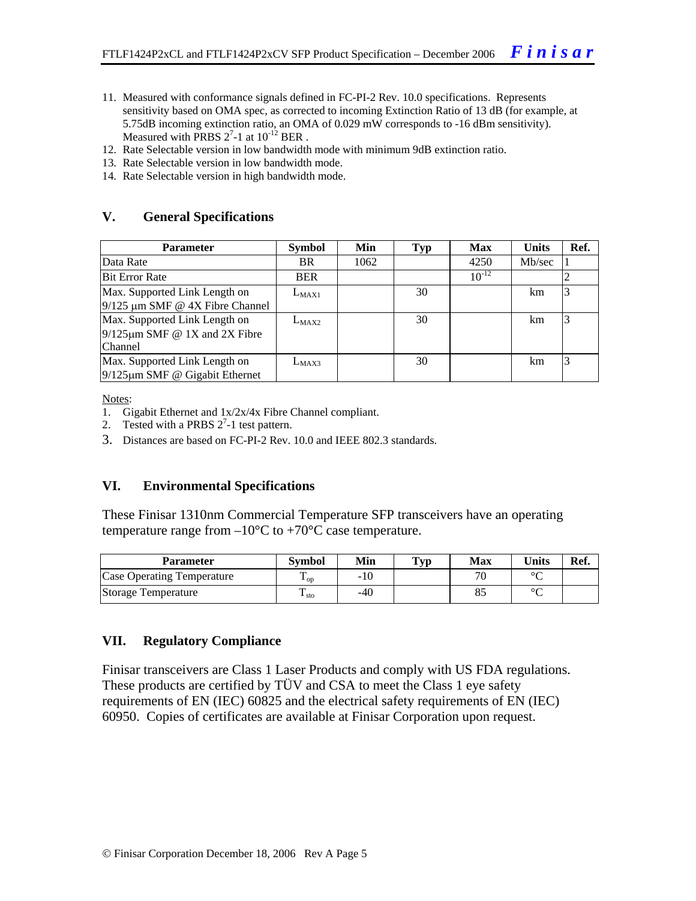11. Measured with conformance signals defined in FC-PI-2 Rev. 10.0 specifications. Represents sensitivity based on OMA spec, as corrected to incoming Extinction Ratio of 13 dB (for example, at 5.75dB incoming extinction ratio, an OMA of 0.029 mW corresponds to -16 dBm sensitivity). Measured with PRBS $2^7$-1 at $10^{-12}$ BER .
12. Rate Selectable version in low bandwidth mode with minimum 9dB extinction ratio.
13. Rate Selectable version in low bandwidth mode.
14. Rate Selectable version in high bandwidth mode.

## V. General Specifications

| Parameter | Symbol | Min | Typ | Max | Units | Ref. |
|---|---|---|---|---|---|---|
| Data Rate | BR | 1062 | | 4250 | Mb/sec | 1 |
| Bit Error Rate | BER | | | $10^{-12}$ | | 2 |
| Max. Supported Link Length on 9/125 µm SMF @ 4X Fibre Channel | $L_{MAX1}$ | | 30 | | km | 3 |
| Max. Supported Link Length on 9/125µm SMF @ 1X and 2X Fibre Channel | $L_{MAX2}$ | | 30 | | km | 3 |
| Max. Supported Link Length on 9/125µm SMF @ Gigabit Ethernet | $L_{MAX3}$ | | 30 | | km | 3 |

Notes:

1. Gigabit Ethernet and 1x/2x/4x Fibre Channel compliant.
2. Tested with a PRBS $2^7$-1 test pattern.
3. Distances are based on FC-PI-2 Rev. 10.0 and IEEE 802.3 standards.

## VI. Environmental Specifications

These Finisar 1310nm Commercial Temperature SFP transceivers have an operating temperature range from –10°C to +70°C case temperature.

| Parameter | Symbol | Min | Typ | Max | Units | Ref. |
|---|---|---|---|---|---|---|
| Case Operating Temperature | $T_{op}$ | -10 | | 70 | °C | |
| Storage Temperature | $T_{sto}$ | -40 | | 85 | °C | |

## VII. Regulatory Compliance

Finisar transceivers are Class 1 Laser Products and comply with US FDA regulations. These products are certified by TÜV and CSA to meet the Class 1 eye safety requirements of EN (IEC) 60825 and the electrical safety requirements of EN (IEC) 60950. Copies of certificates are available at Finisar Corporation upon request.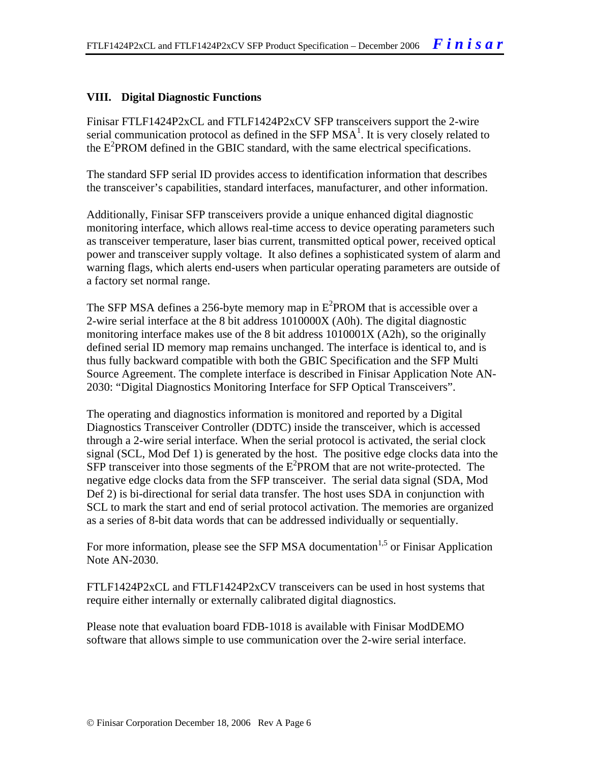### VIII. Digital Diagnostic Functions

Finisar FTLF1424P2xCL and FTLF1424P2xCV SFP transceivers support the 2-wire serial communication protocol as defined in the SFP MSA[1]. It is very closely related to the $E^2$PROM defined in the GBIC standard, with the same electrical specifications.

The standard SFP serial ID provides access to identification information that describes the transceiver's capabilities, standard interfaces, manufacturer, and other information.

Additionally, Finisar SFP transceivers provide a unique enhanced digital diagnostic monitoring interface, which allows real-time access to device operating parameters such as transceiver temperature, laser bias current, transmitted optical power, received optical power and transceiver supply voltage. It also defines a sophisticated system of alarm and warning flags, which alerts end-users when particular operating parameters are outside of a factory set normal range.

The SFP MSA defines a 256-byte memory map in $E^2$PROM that is accessible over a 2-wire serial interface at the 8 bit address 1010000X (A0h). The digital diagnostic monitoring interface makes use of the 8 bit address 1010001X (A2h), so the originally defined serial ID memory map remains unchanged. The interface is identical to, and is thus fully backward compatible with both the GBIC Specification and the SFP Multi Source Agreement. The complete interface is described in Finisar Application Note AN-2030: "Digital Diagnostics Monitoring Interface for SFP Optical Transceivers".

The operating and diagnostics information is monitored and reported by a Digital Diagnostics Transceiver Controller (DDTC) inside the transceiver, which is accessed through a 2-wire serial interface. When the serial protocol is activated, the serial clock signal (SCL, Mod Def 1) is generated by the host. The positive edge clocks data into the SFP transceiver into those segments of the $E^2$PROM that are not write-protected. The negative edge clocks data from the SFP transceiver. The serial data signal (SDA, Mod Def 2) is bi-directional for serial data transfer. The host uses SDA in conjunction with SCL to mark the start and end of serial protocol activation. The memories are organized as a series of 8-bit data words that can be addressed individually or sequentially.

For more information, please see the SFP MSA documentation[1,5] or Finisar Application Note AN-2030.

FTLF1424P2xCL and FTLF1424P2xCV transceivers can be used in host systems that require either internally or externally calibrated digital diagnostics.

Please note that evaluation board FDB-1018 is available with Finisar ModDEMO software that allows simple to use communication over the 2-wire serial interface.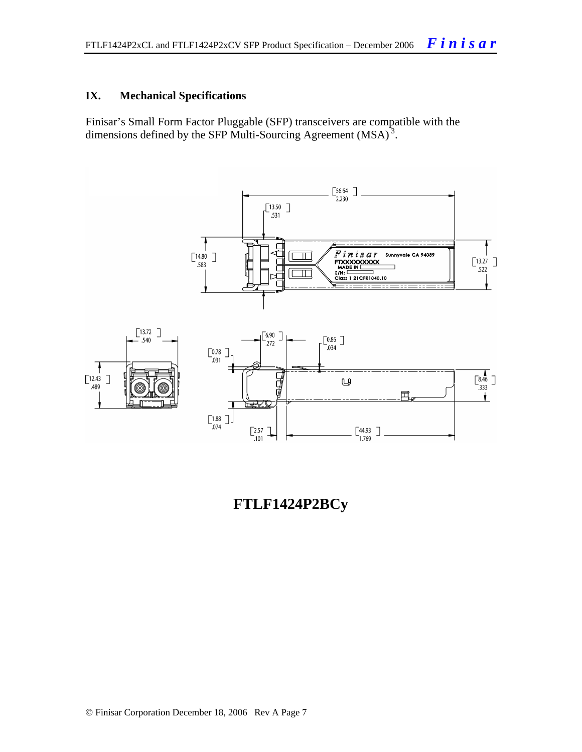## IX. Mechanical Specifications

Finisar's Small Form Factor Pluggable (SFP) transceivers are compatible with the dimensions defined by the SFP Multi-Sourcing Agreement (MSA)[3].

**FTLF1424P2BCy**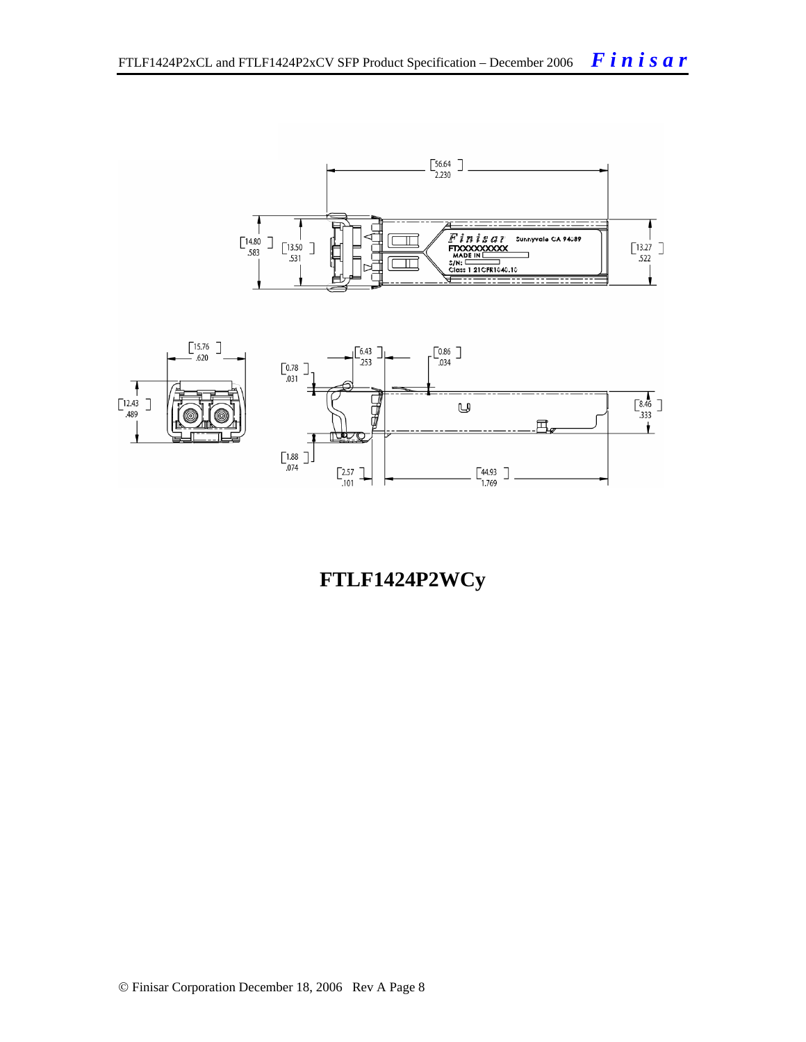**FTLF1424P2WCy**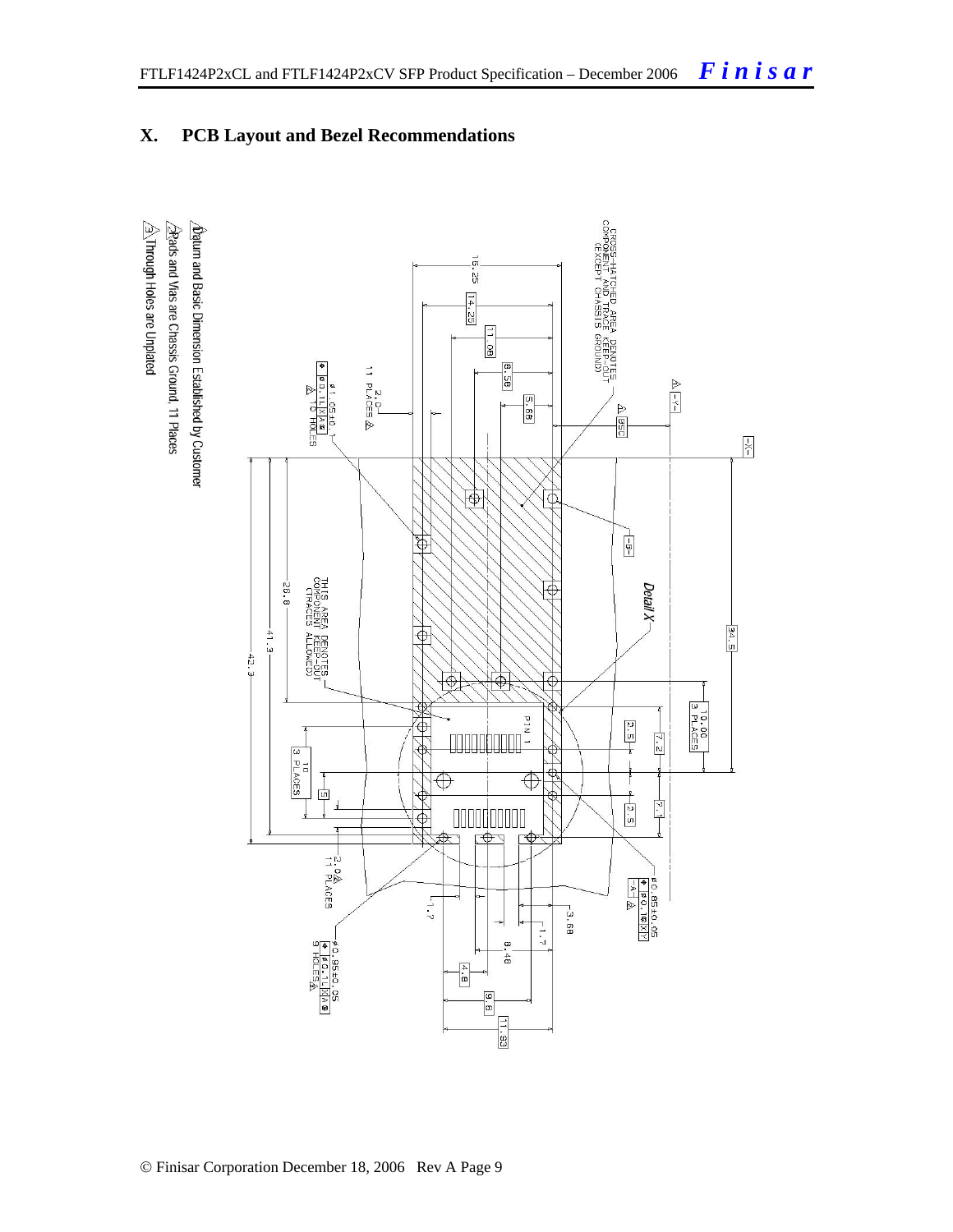## X. PCB Layout and Bezel Recommendations

1 Datum and Basic Dimension Established by Customer

2 Pads and Vias are Chassis Ground, 11 Places

3 Through Holes are Unplated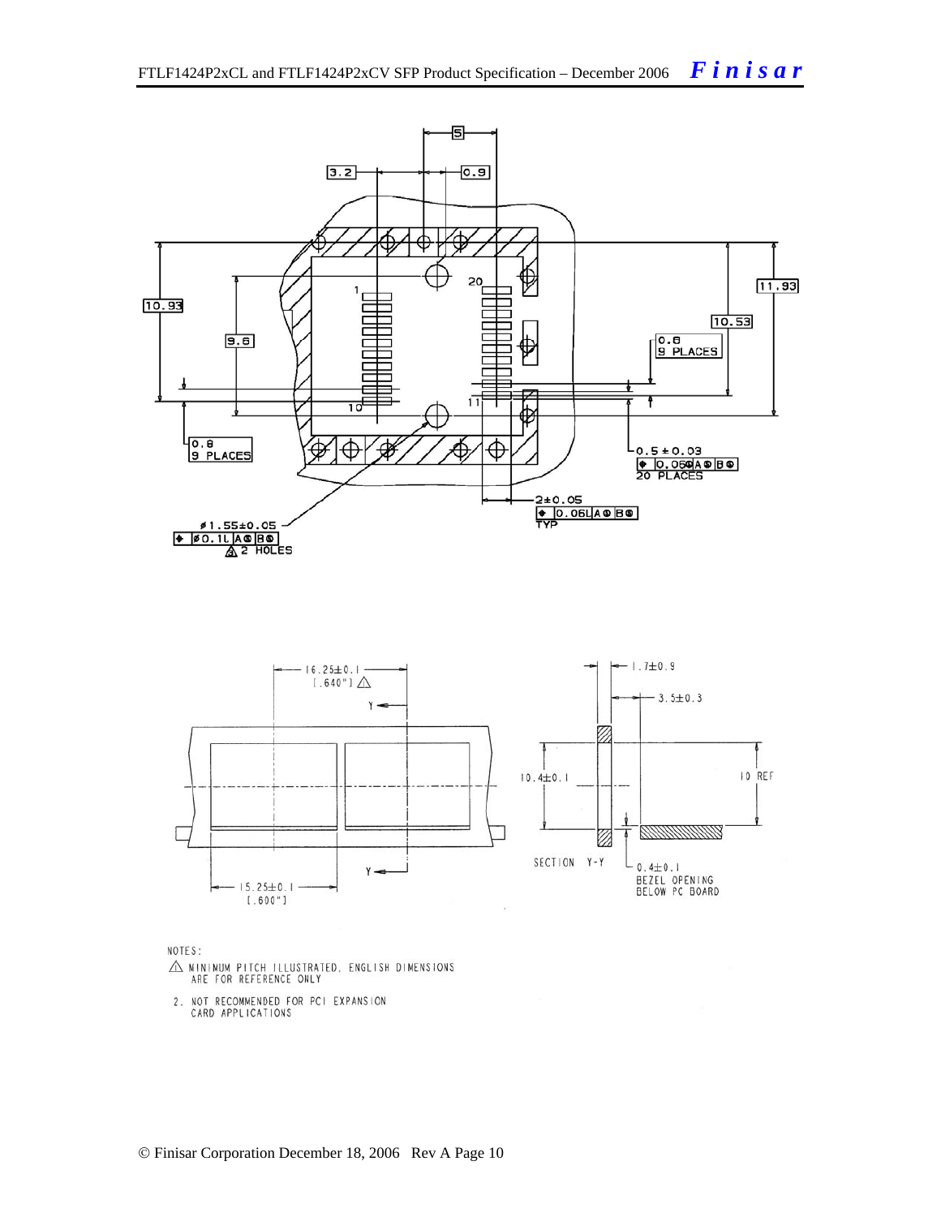NOTES:

1. MINIMUM PITCH ILLUSTRATED, ENGLISH DIMENSIONS ARE FOR REFERENCE ONLY
2. NOT RECOMMENDED FOR PCI EXPANSION CARD APPLICATIONS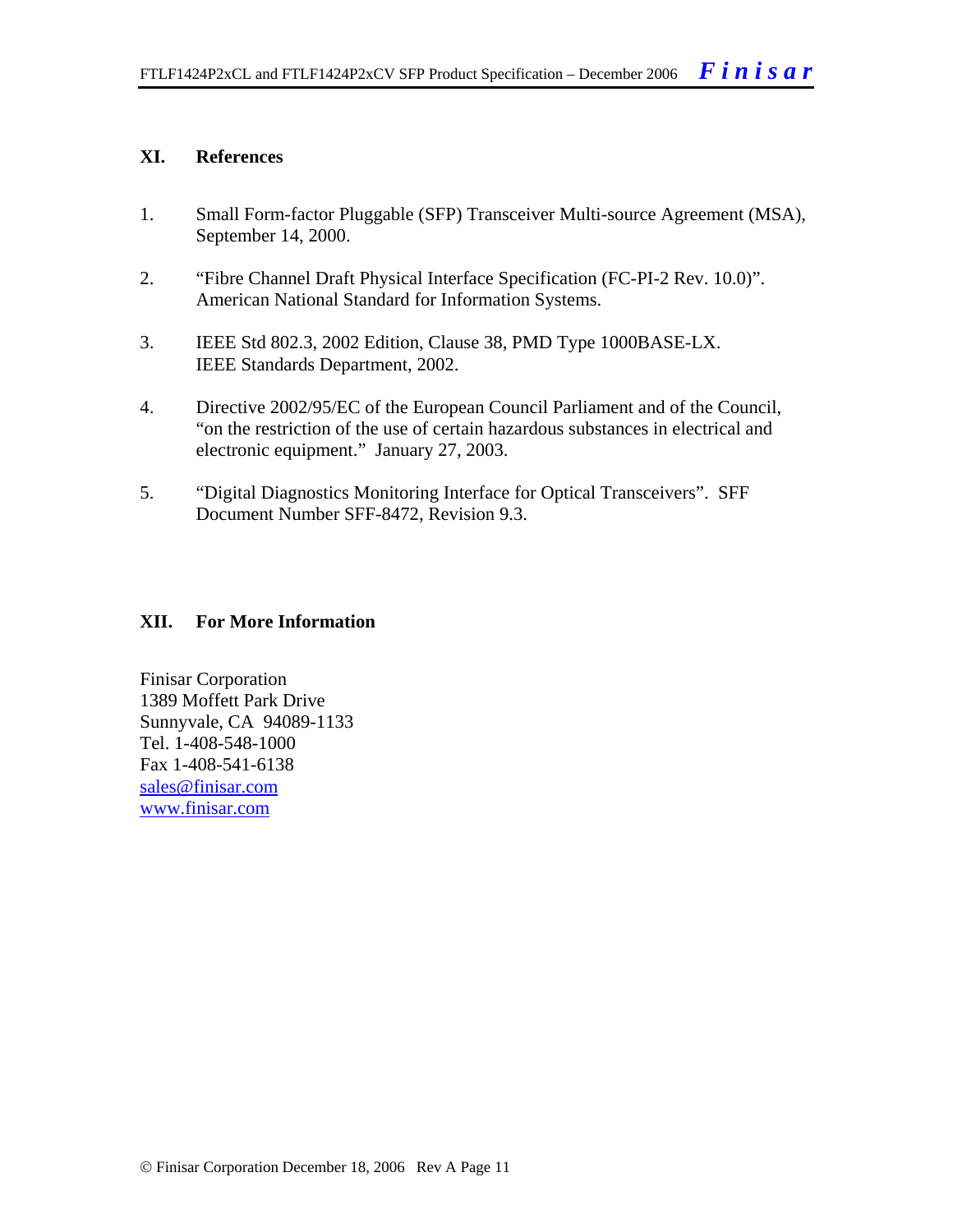## XI. References

1. Small Form-factor Pluggable (SFP) Transceiver Multi-source Agreement (MSA), September 14, 2000.

2. "Fibre Channel Draft Physical Interface Specification (FC-PI-2 Rev. 10.0)". American National Standard for Information Systems.

3. IEEE Std 802.3, 2002 Edition, Clause 38, PMD Type 1000BASE-LX. IEEE Standards Department, 2002.

4. Directive 2002/95/EC of the European Council Parliament and of the Council, "on the restriction of the use of certain hazardous substances in electrical and electronic equipment." January 27, 2003.

5. "Digital Diagnostics Monitoring Interface for Optical Transceivers". SFF Document Number SFF-8472, Revision 9.3.

## XII. For More Information

Finisar Corporation
1389 Moffett Park Drive
Sunnyvale, CA 94089-1133
Tel. 1-408-548-1000
Fax 1-408-541-6138
sales@finisar.com
www.finisar.com